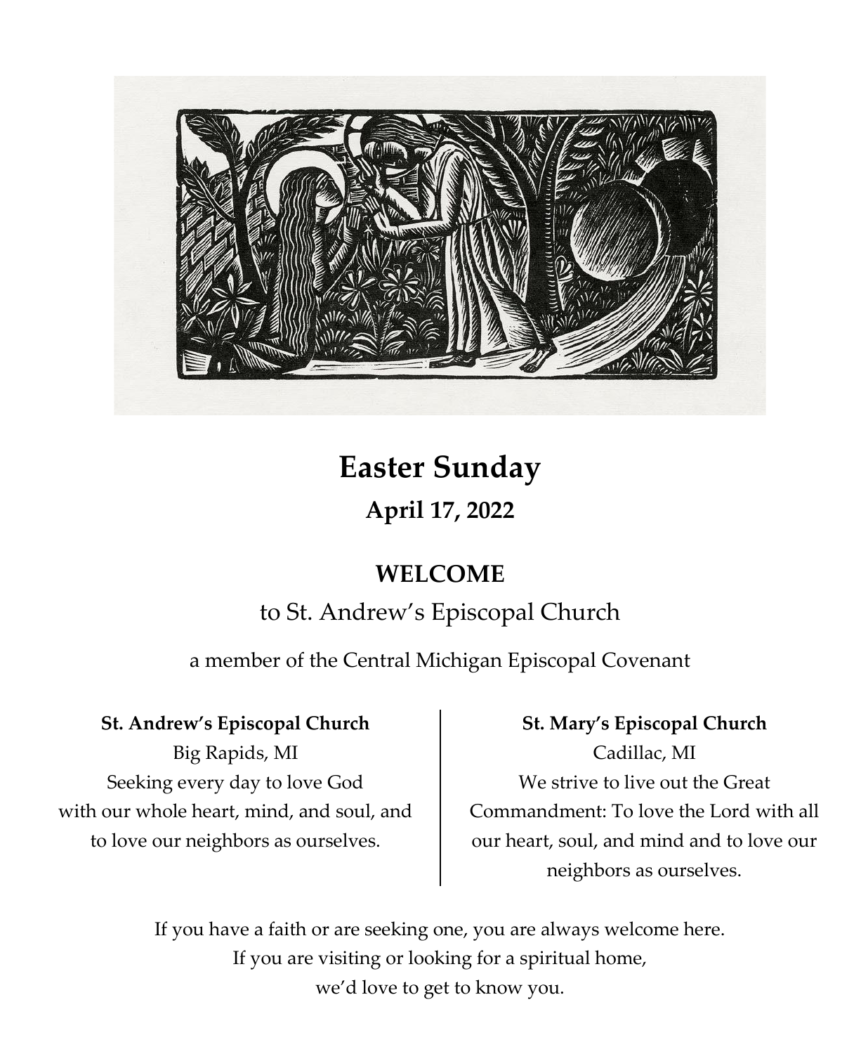# Easter Sunday

## April 17, 2022

## WELCOME

to St. Andrew's Episcopal Church

a member of the Central Michigan Episcopal Covenant

**St. Andrew's Episcopal Church**
Big Rapids, MI
Seeking every day to love God
with our whole heart, mind, and soul, and
to love our neighbors as ourselves.

**St. Mary's Episcopal Church**
Cadillac, MI
We strive to live out the Great
Commandment: To love the Lord with all
our heart, soul, and mind and to love our
neighbors as ourselves.

If you have a faith or are seeking one, you are always welcome here.
If you are visiting or looking for a spiritual home,
we'd love to get to know you.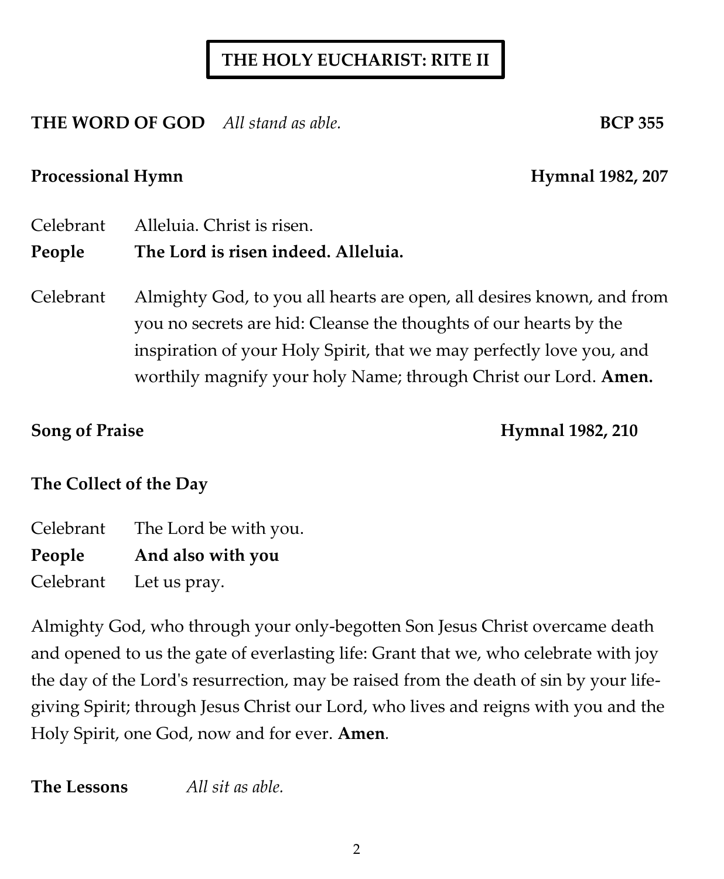# THE HOLY EUCHARIST: RITE II

**THE WORD OF GOD** *All stand as able.* **BCP 355**

**Processional Hymn** **Hymnal 1982, 207**

Celebrant Alleluia. Christ is risen.
**People** **The Lord is risen indeed. Alleluia.**

Celebrant Almighty God, to you all hearts are open, all desires known, and from you no secrets are hid: Cleanse the thoughts of our hearts by the inspiration of your Holy Spirit, that we may perfectly love you, and worthily magnify your holy Name; through Christ our Lord. **Amen.**

**Song of Praise** **Hymnal 1982, 210**

**The Collect of the Day**

Celebrant The Lord be with you.
**People** **And also with you**
Celebrant Let us pray.

Almighty God, who through your only-begotten Son Jesus Christ overcame death and opened to us the gate of everlasting life: Grant that we, who celebrate with joy the day of the Lord's resurrection, may be raised from the death of sin by your life-giving Spirit; through Jesus Christ our Lord, who lives and reigns with you and the Holy Spirit, one God, now and for ever. **Amen**.

**The Lessons** *All sit as able.*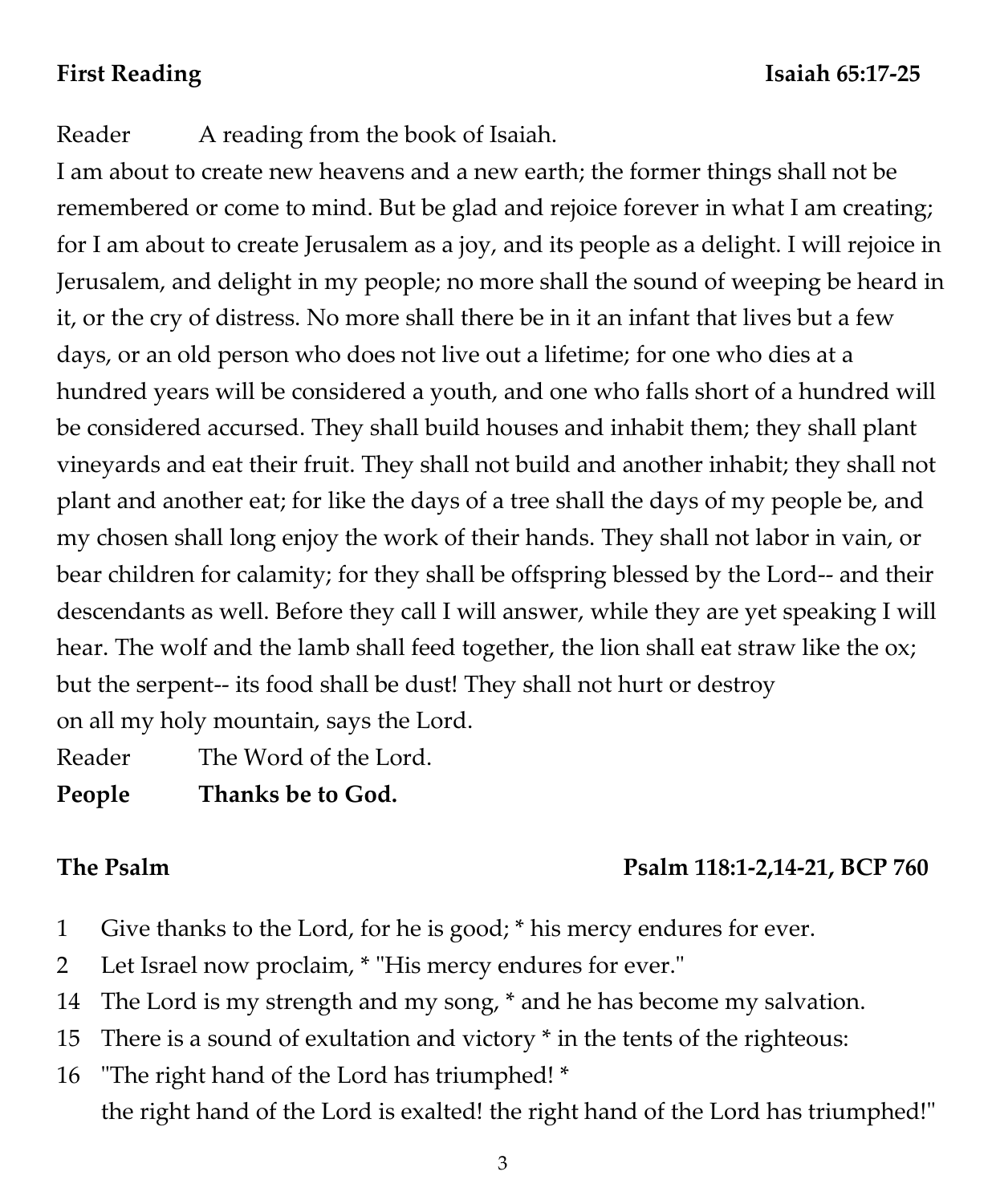**First Reading** **Isaiah 65:17-25**

Reader A reading from the book of Isaiah.

I am about to create new heavens and a new earth; the former things shall not be remembered or come to mind. But be glad and rejoice forever in what I am creating; for I am about to create Jerusalem as a joy, and its people as a delight. I will rejoice in Jerusalem, and delight in my people; no more shall the sound of weeping be heard in it, or the cry of distress. No more shall there be in it an infant that lives but a few days, or an old person who does not live out a lifetime; for one who dies at a hundred years will be considered a youth, and one who falls short of a hundred will be considered accursed. They shall build houses and inhabit them; they shall plant vineyards and eat their fruit. They shall not build and another inhabit; they shall not plant and another eat; for like the days of a tree shall the days of my people be, and my chosen shall long enjoy the work of their hands. They shall not labor in vain, or bear children for calamity; for they shall be offspring blessed by the Lord-- and their descendants as well. Before they call I will answer, while they are yet speaking I will hear. The wolf and the lamb shall feed together, the lion shall eat straw like the ox; but the serpent-- its food shall be dust! They shall not hurt or destroy
on all my holy mountain, says the Lord.

Reader The Word of the Lord.

**People Thanks be to God.**

**The Psalm** **Psalm 118:1-2,14-21, BCP 760**

1 Give thanks to the Lord, for he is good; * his mercy endures for ever.

2 Let Israel now proclaim, * "His mercy endures for ever."

14 The Lord is my strength and my song, * and he has become my salvation.

15 There is a sound of exultation and victory * in the tents of the righteous:

16 "The right hand of the Lord has triumphed! *
the right hand of the Lord is exalted! the right hand of the Lord has triumphed!"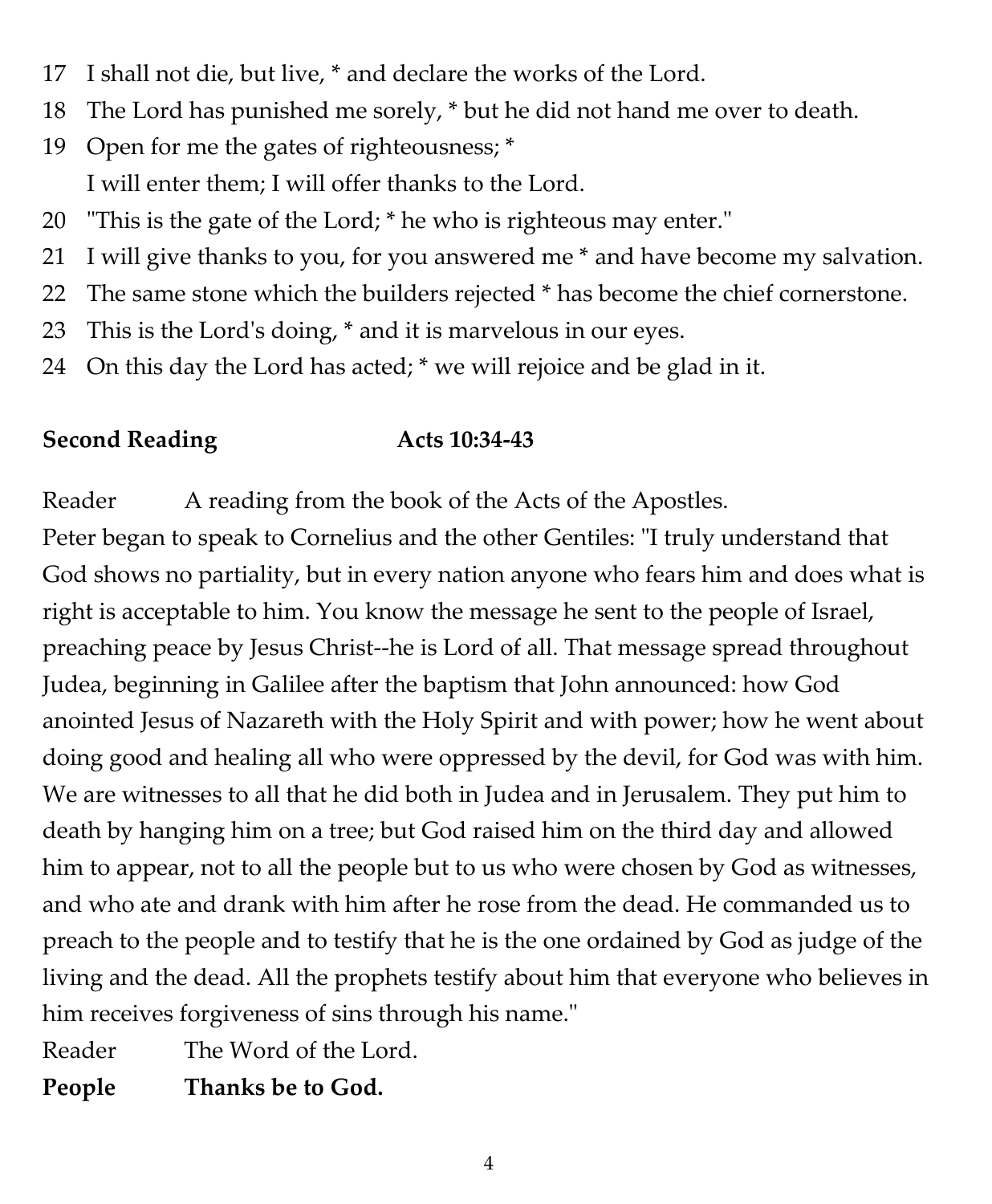17 I shall not die, but live, * and declare the works of the Lord.

18 The Lord has punished me sorely, * but he did not hand me over to death.

19 Open for me the gates of righteousness; *
I will enter them; I will offer thanks to the Lord.

20 "This is the gate of the Lord; * he who is righteous may enter."

21 I will give thanks to you, for you answered me * and have become my salvation.

22 The same stone which the builders rejected * has become the chief cornerstone.

23 This is the Lord's doing, * and it is marvelous in our eyes.

24 On this day the Lord has acted; * we will rejoice and be glad in it.

**Second Reading Acts 10:34-43**

Reader A reading from the book of the Acts of the Apostles.

Peter began to speak to Cornelius and the other Gentiles: "I truly understand that God shows no partiality, but in every nation anyone who fears him and does what is right is acceptable to him. You know the message he sent to the people of Israel, preaching peace by Jesus Christ--he is Lord of all. That message spread throughout Judea, beginning in Galilee after the baptism that John announced: how God anointed Jesus of Nazareth with the Holy Spirit and with power; how he went about doing good and healing all who were oppressed by the devil, for God was with him. We are witnesses to all that he did both in Judea and in Jerusalem. They put him to death by hanging him on a tree; but God raised him on the third day and allowed him to appear, not to all the people but to us who were chosen by God as witnesses, and who ate and drank with him after he rose from the dead. He commanded us to preach to the people and to testify that he is the one ordained by God as judge of the living and the dead. All the prophets testify about him that everyone who believes in him receives forgiveness of sins through his name."

Reader The Word of the Lord.

**People Thanks be to God.**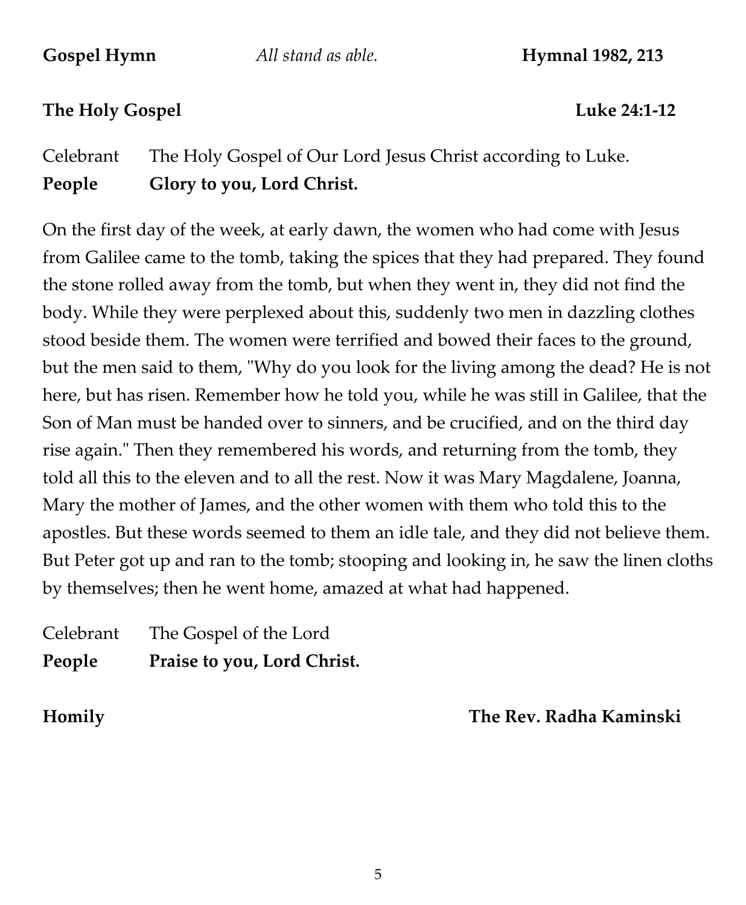**Gospel Hymn** *All stand as able.* **Hymnal 1982, 213**

**The Holy Gospel** **Luke 24:1-12**

Celebrant The Holy Gospel of Our Lord Jesus Christ according to Luke.
**People** **Glory to you, Lord Christ.**

On the first day of the week, at early dawn, the women who had come with Jesus from Galilee came to the tomb, taking the spices that they had prepared. They found the stone rolled away from the tomb, but when they went in, they did not find the body. While they were perplexed about this, suddenly two men in dazzling clothes stood beside them. The women were terrified and bowed their faces to the ground, but the men said to them, "Why do you look for the living among the dead? He is not here, but has risen. Remember how he told you, while he was still in Galilee, that the Son of Man must be handed over to sinners, and be crucified, and on the third day rise again." Then they remembered his words, and returning from the tomb, they told all this to the eleven and to all the rest. Now it was Mary Magdalene, Joanna, Mary the mother of James, and the other women with them who told this to the apostles. But these words seemed to them an idle tale, and they did not believe them. But Peter got up and ran to the tomb; stooping and looking in, he saw the linen cloths by themselves; then he went home, amazed at what had happened.

Celebrant The Gospel of the Lord
**People** **Praise to you, Lord Christ.**

**Homily** **The Rev. Radha Kaminski**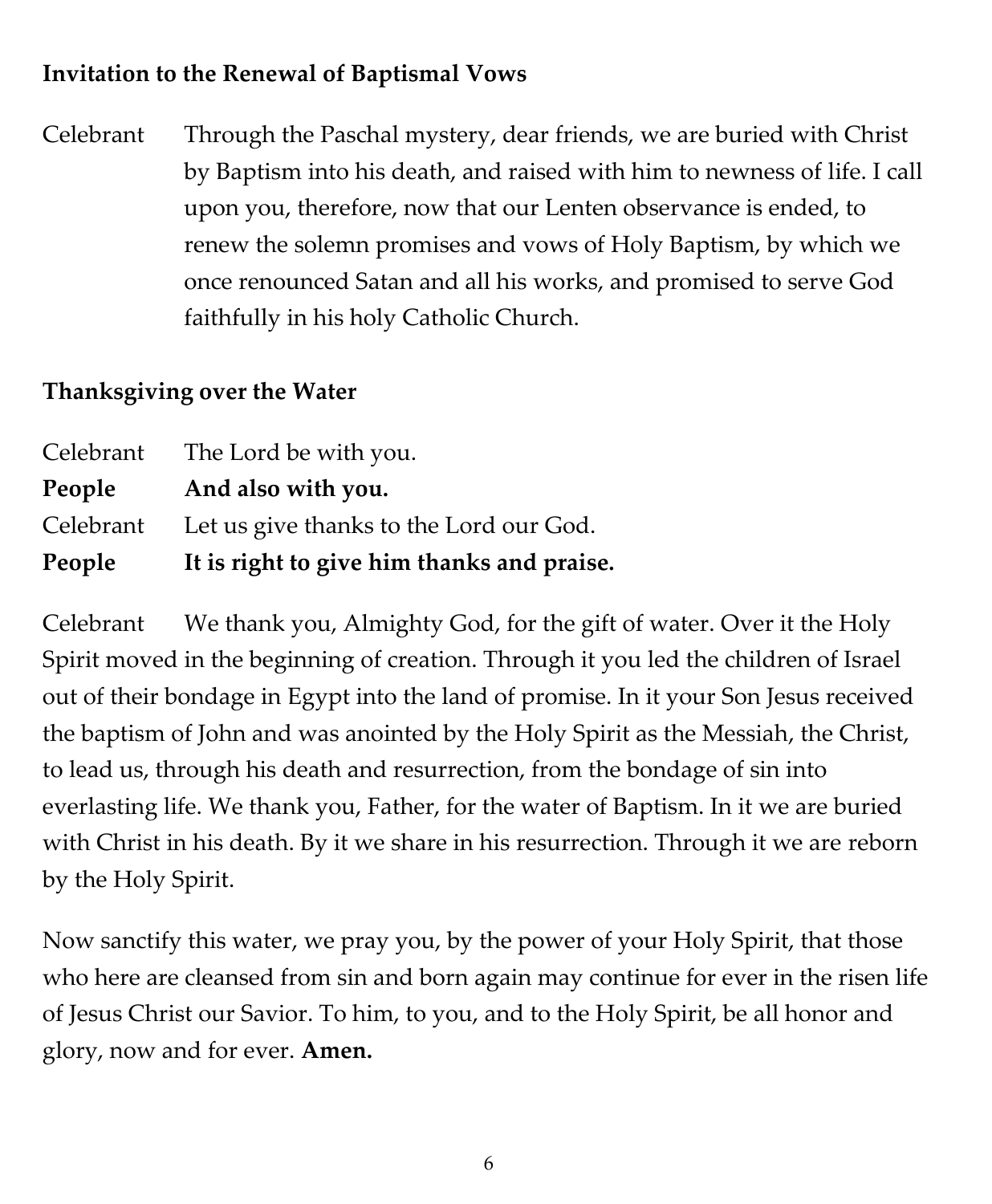**Invitation to the Renewal of Baptismal Vows**

Celebrant Through the Paschal mystery, dear friends, we are buried with Christ by Baptism into his death, and raised with him to newness of life. I call upon you, therefore, now that our Lenten observance is ended, to renew the solemn promises and vows of Holy Baptism, by which we once renounced Satan and all his works, and promised to serve God faithfully in his holy Catholic Church.

**Thanksgiving over the Water**

Celebrant The Lord be with you.
**People And also with you.**
Celebrant Let us give thanks to the Lord our God.
**People It is right to give him thanks and praise.**

Celebrant We thank you, Almighty God, for the gift of water. Over it the Holy Spirit moved in the beginning of creation. Through it you led the children of Israel out of their bondage in Egypt into the land of promise. In it your Son Jesus received the baptism of John and was anointed by the Holy Spirit as the Messiah, the Christ, to lead us, through his death and resurrection, from the bondage of sin into everlasting life. We thank you, Father, for the water of Baptism. In it we are buried with Christ in his death. By it we share in his resurrection. Through it we are reborn by the Holy Spirit.

Now sanctify this water, we pray you, by the power of your Holy Spirit, that those who here are cleansed from sin and born again may continue for ever in the risen life of Jesus Christ our Savior. To him, to you, and to the Holy Spirit, be all honor and glory, now and for ever. **Amen.**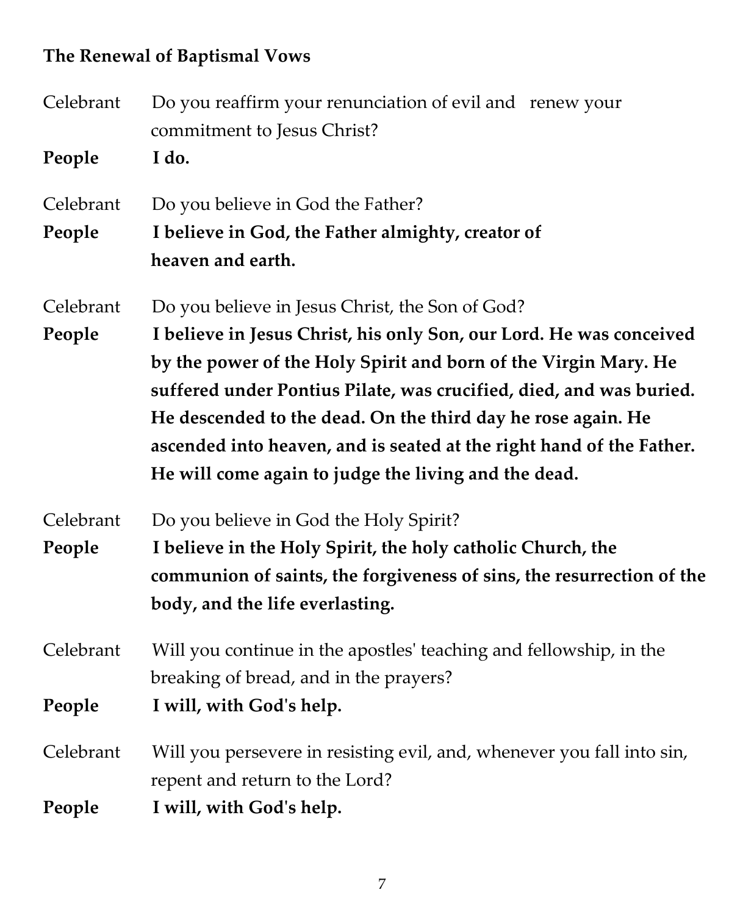**The Renewal of Baptismal Vows**

Celebrant Do you reaffirm your renunciation of evil and renew your commitment to Jesus Christ?

**People I do.**

Celebrant Do you believe in God the Father?

**People I believe in God, the Father almighty, creator of heaven and earth.**

Celebrant Do you believe in Jesus Christ, the Son of God?

**People I believe in Jesus Christ, his only Son, our Lord. He was conceived by the power of the Holy Spirit and born of the Virgin Mary. He suffered under Pontius Pilate, was crucified, died, and was buried. He descended to the dead. On the third day he rose again. He ascended into heaven, and is seated at the right hand of the Father. He will come again to judge the living and the dead.**

Celebrant Do you believe in God the Holy Spirit?

**People I believe in the Holy Spirit, the holy catholic Church, the communion of saints, the forgiveness of sins, the resurrection of the body, and the life everlasting.**

Celebrant Will you continue in the apostles' teaching and fellowship, in the breaking of bread, and in the prayers?

**People I will, with God's help.**

Celebrant Will you persevere in resisting evil, and, whenever you fall into sin, repent and return to the Lord?

**People I will, with God's help.**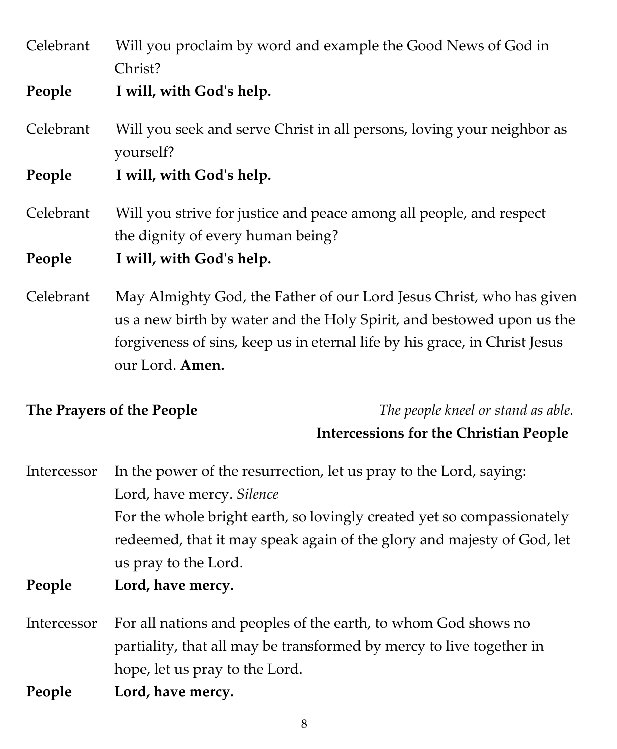Celebrant Will you proclaim by word and example the Good News of God in Christ?

**People I will, with God's help.**

Celebrant Will you seek and serve Christ in all persons, loving your neighbor as yourself?

**People I will, with God's help.**

Celebrant Will you strive for justice and peace among all people, and respect the dignity of every human being?

**People I will, with God's help.**

Celebrant May Almighty God, the Father of our Lord Jesus Christ, who has given us a new birth by water and the Holy Spirit, and bestowed upon us the forgiveness of sins, keep us in eternal life by his grace, in Christ Jesus our Lord. **Amen.**

**The Prayers of the People** *The people kneel or stand as able.*

**Intercessions for the Christian People**

Intercessor In the power of the resurrection, let us pray to the Lord, saying: Lord, have mercy. *Silence*
For the whole bright earth, so lovingly created yet so compassionately redeemed, that it may speak again of the glory and majesty of God, let us pray to the Lord.

**People Lord, have mercy.**

Intercessor For all nations and peoples of the earth, to whom God shows no partiality, that all may be transformed by mercy to live together in hope, let us pray to the Lord.

**People Lord, have mercy.**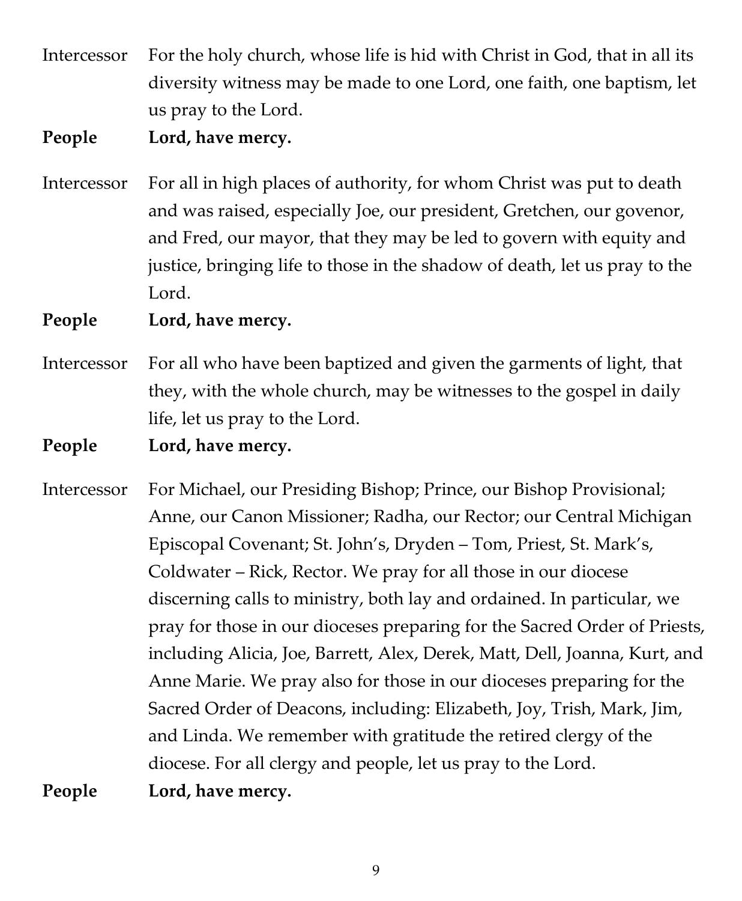Intercessor For the holy church, whose life is hid with Christ in God, that in all its diversity witness may be made to one Lord, one faith, one baptism, let us pray to the Lord.

**People Lord, have mercy.**

Intercessor For all in high places of authority, for whom Christ was put to death and was raised, especially Joe, our president, Gretchen, our govenor, and Fred, our mayor, that they may be led to govern with equity and justice, bringing life to those in the shadow of death, let us pray to the Lord.

**People Lord, have mercy.**

Intercessor For all who have been baptized and given the garments of light, that they, with the whole church, may be witnesses to the gospel in daily life, let us pray to the Lord.

**People Lord, have mercy.**

Intercessor For Michael, our Presiding Bishop; Prince, our Bishop Provisional; Anne, our Canon Missioner; Radha, our Rector; our Central Michigan Episcopal Covenant; St. John's, Dryden – Tom, Priest, St. Mark's, Coldwater – Rick, Rector. We pray for all those in our diocese discerning calls to ministry, both lay and ordained. In particular, we pray for those in our dioceses preparing for the Sacred Order of Priests, including Alicia, Joe, Barrett, Alex, Derek, Matt, Dell, Joanna, Kurt, and Anne Marie. We pray also for those in our dioceses preparing for the Sacred Order of Deacons, including: Elizabeth, Joy, Trish, Mark, Jim, and Linda. We remember with gratitude the retired clergy of the diocese. For all clergy and people, let us pray to the Lord.

**People Lord, have mercy.**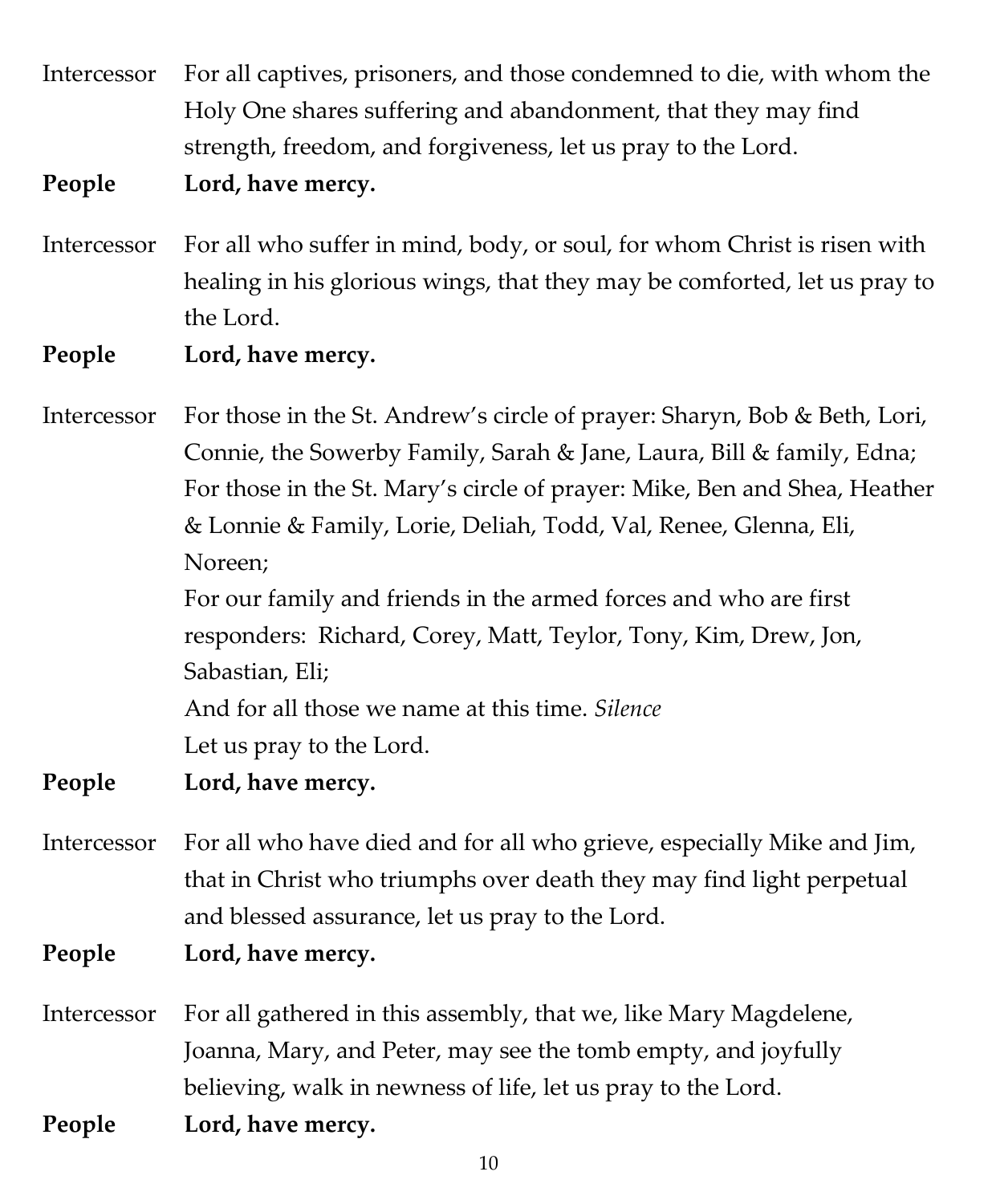Intercessor For all captives, prisoners, and those condemned to die, with whom the Holy One shares suffering and abandonment, that they may find strength, freedom, and forgiveness, let us pray to the Lord.

**People Lord, have mercy.**

Intercessor For all who suffer in mind, body, or soul, for whom Christ is risen with healing in his glorious wings, that they may be comforted, let us pray to the Lord.

**People Lord, have mercy.**

Intercessor For those in the St. Andrew's circle of prayer: Sharyn, Bob & Beth, Lori, Connie, the Sowerby Family, Sarah & Jane, Laura, Bill & family, Edna;
For those in the St. Mary's circle of prayer: Mike, Ben and Shea, Heather & Lonnie & Family, Lorie, Deliah, Todd, Val, Renee, Glenna, Eli, Noreen;
For our family and friends in the armed forces and who are first responders: Richard, Corey, Matt, Teylor, Tony, Kim, Drew, Jon, Sabastian, Eli;
And for all those we name at this time. *Silence*
Let us pray to the Lord.

**People Lord, have mercy.**

Intercessor For all who have died and for all who grieve, especially Mike and Jim, that in Christ who triumphs over death they may find light perpetual and blessed assurance, let us pray to the Lord.

**People Lord, have mercy.**

Intercessor For all gathered in this assembly, that we, like Mary Magdelene, Joanna, Mary, and Peter, may see the tomb empty, and joyfully believing, walk in newness of life, let us pray to the Lord.

**People Lord, have mercy.**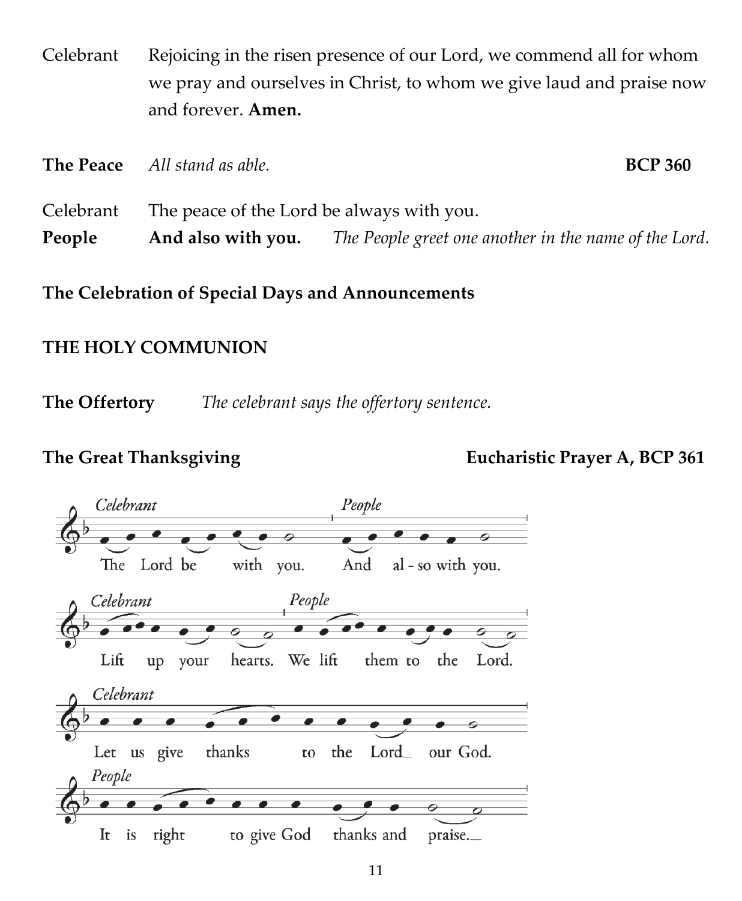Celebrant  Rejoicing in the risen presence of our Lord, we commend all for whom we pray and ourselves in Christ, to whom we give laud and praise now and forever. **Amen.**

**The Peace** *All stand as able.* **BCP 360**

Celebrant  The peace of the Lord be always with you.
**People** **And also with you.** *The People greet one another in the name of the Lord.*

**The Celebration of Special Days and Announcements**

## THE HOLY COMMUNION

**The Offertory** *The celebrant says the offertory sentence.*

**The Great Thanksgiving** **Eucharistic Prayer A, BCP 361**

*Celebrant* The Lord be with you. *People* And al - so with you.

*Celebrant* Lift up your hearts. *People* We lift them to the Lord.

*Celebrant* Let us give thanks to the Lord our God.

*People* It is right to give God thanks and praise.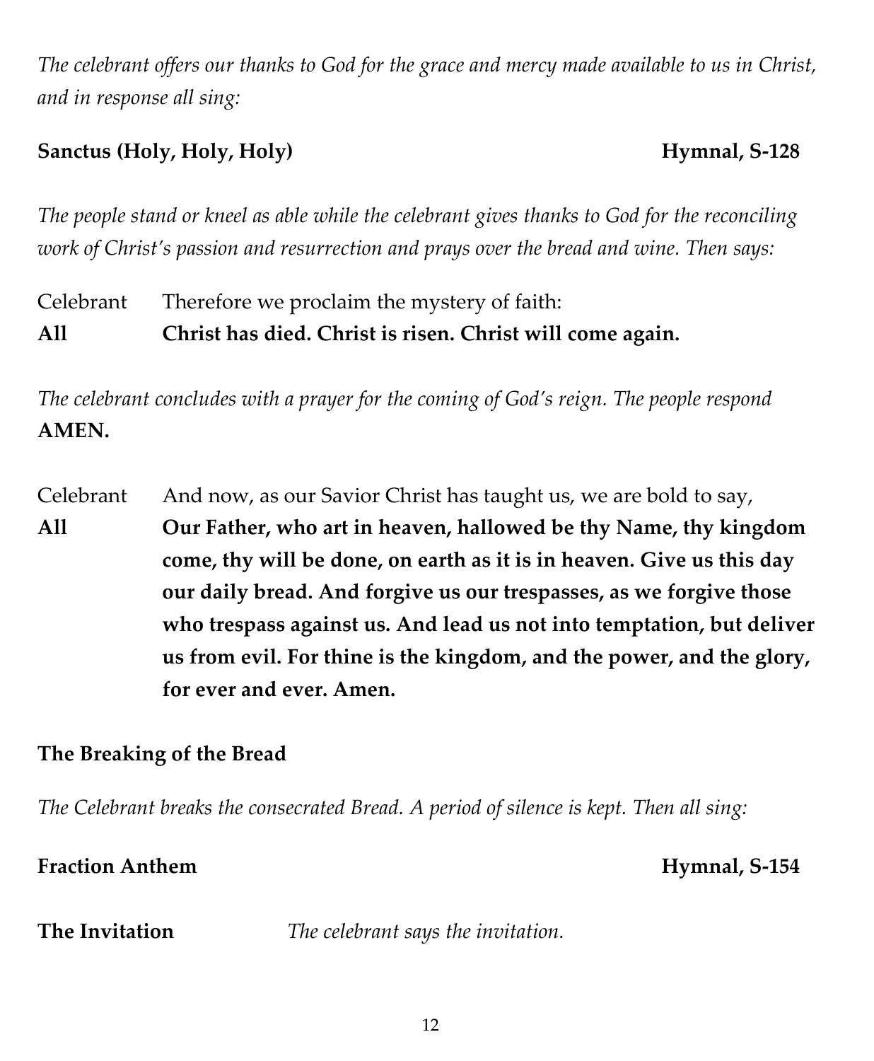*The celebrant offers our thanks to God for the grace and mercy made available to us in Christ, and in response all sing:*

**Sanctus (Holy, Holy, Holy)** **Hymnal, S-128**

*The people stand or kneel as able while the celebrant gives thanks to God for the reconciling work of Christ's passion and resurrection and prays over the bread and wine. Then says:*

Celebrant Therefore we proclaim the mystery of faith:
**All** **Christ has died. Christ is risen. Christ will come again.**

*The celebrant concludes with a prayer for the coming of God's reign. The people respond* **AMEN.**

Celebrant And now, as our Savior Christ has taught us, we are bold to say,
**All** **Our Father, who art in heaven, hallowed be thy Name, thy kingdom come, thy will be done, on earth as it is in heaven. Give us this day our daily bread. And forgive us our trespasses, as we forgive those who trespass against us. And lead us not into temptation, but deliver us from evil. For thine is the kingdom, and the power, and the glory, for ever and ever. Amen.**

**The Breaking of the Bread**

*The Celebrant breaks the consecrated Bread. A period of silence is kept. Then all sing:*

**Fraction Anthem** **Hymnal, S-154**

**The Invitation** *The celebrant says the invitation.*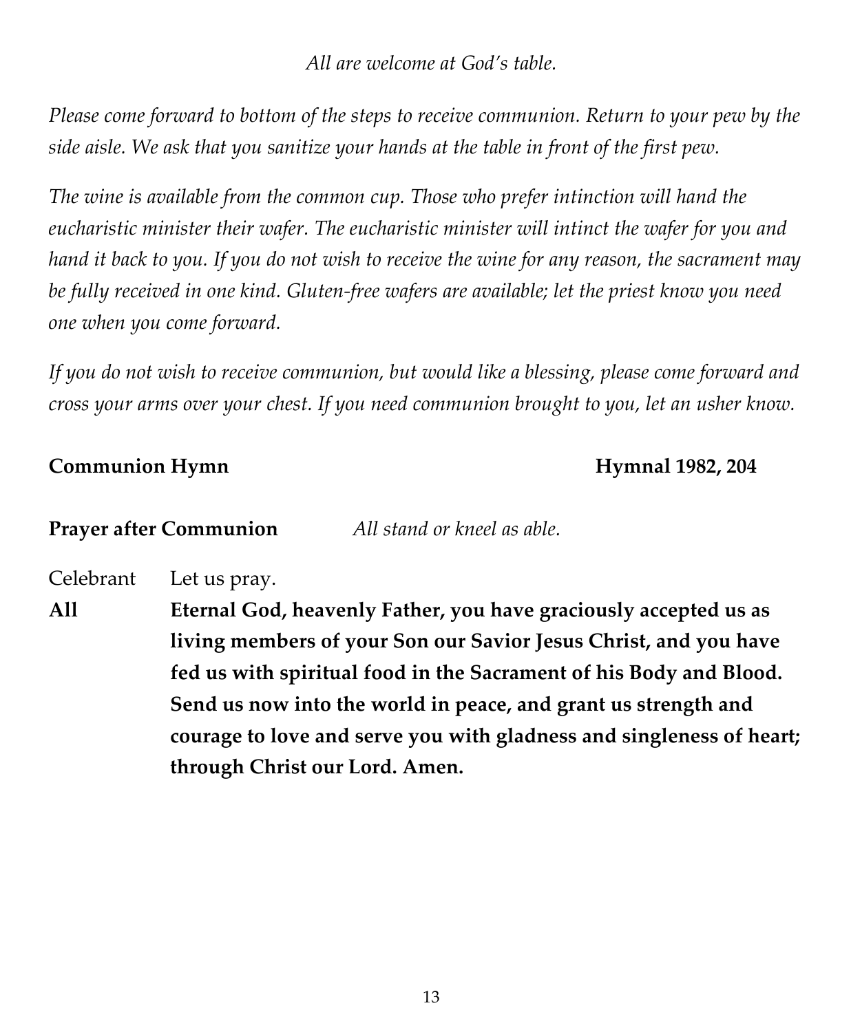*All are welcome at God's table.*

*Please come forward to bottom of the steps to receive communion. Return to your pew by the side aisle. We ask that you sanitize your hands at the table in front of the first pew.*

*The wine is available from the common cup. Those who prefer intinction will hand the eucharistic minister their wafer. The eucharistic minister will intinct the wafer for you and hand it back to you. If you do not wish to receive the wine for any reason, the sacrament may be fully received in one kind. Gluten-free wafers are available; let the priest know you need one when you come forward.*

*If you do not wish to receive communion, but would like a blessing, please come forward and cross your arms over your chest. If you need communion brought to you, let an usher know.*

**Communion Hymn** **Hymnal 1982, 204**

**Prayer after Communion** *All stand or kneel as able.*

Celebrant Let us pray.

**All Eternal God, heavenly Father, you have graciously accepted us as living members of your Son our Savior Jesus Christ, and you have fed us with spiritual food in the Sacrament of his Body and Blood. Send us now into the world in peace, and grant us strength and courage to love and serve you with gladness and singleness of heart; through Christ our Lord. Amen.**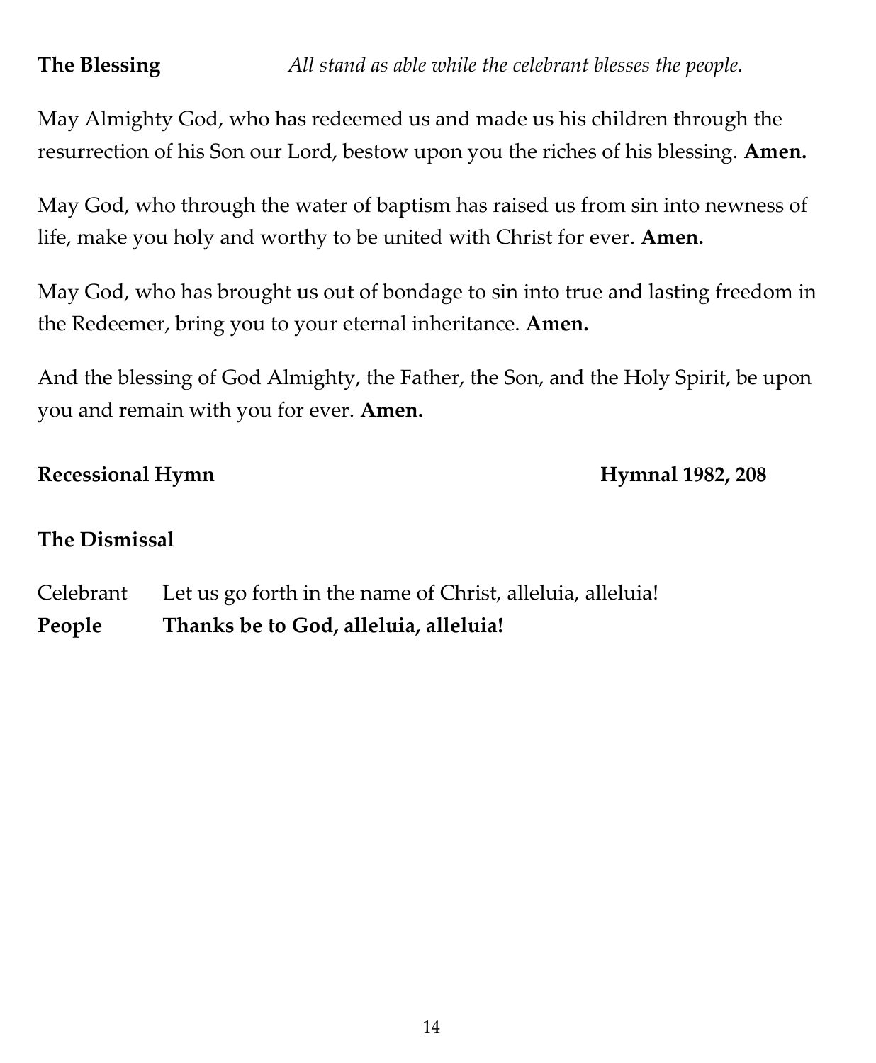**The Blessing** *All stand as able while the celebrant blesses the people.*

May Almighty God, who has redeemed us and made us his children through the resurrection of his Son our Lord, bestow upon you the riches of his blessing. **Amen.**

May God, who through the water of baptism has raised us from sin into newness of life, make you holy and worthy to be united with Christ for ever. **Amen.**

May God, who has brought us out of bondage to sin into true and lasting freedom in the Redeemer, bring you to your eternal inheritance. **Amen.**

And the blessing of God Almighty, the Father, the Son, and the Holy Spirit, be upon you and remain with you for ever. **Amen.**

**Recessional Hymn** **Hymnal 1982, 208**

**The Dismissal**

Celebrant Let us go forth in the name of Christ, alleluia, alleluia!
**People Thanks be to God, alleluia, alleluia!**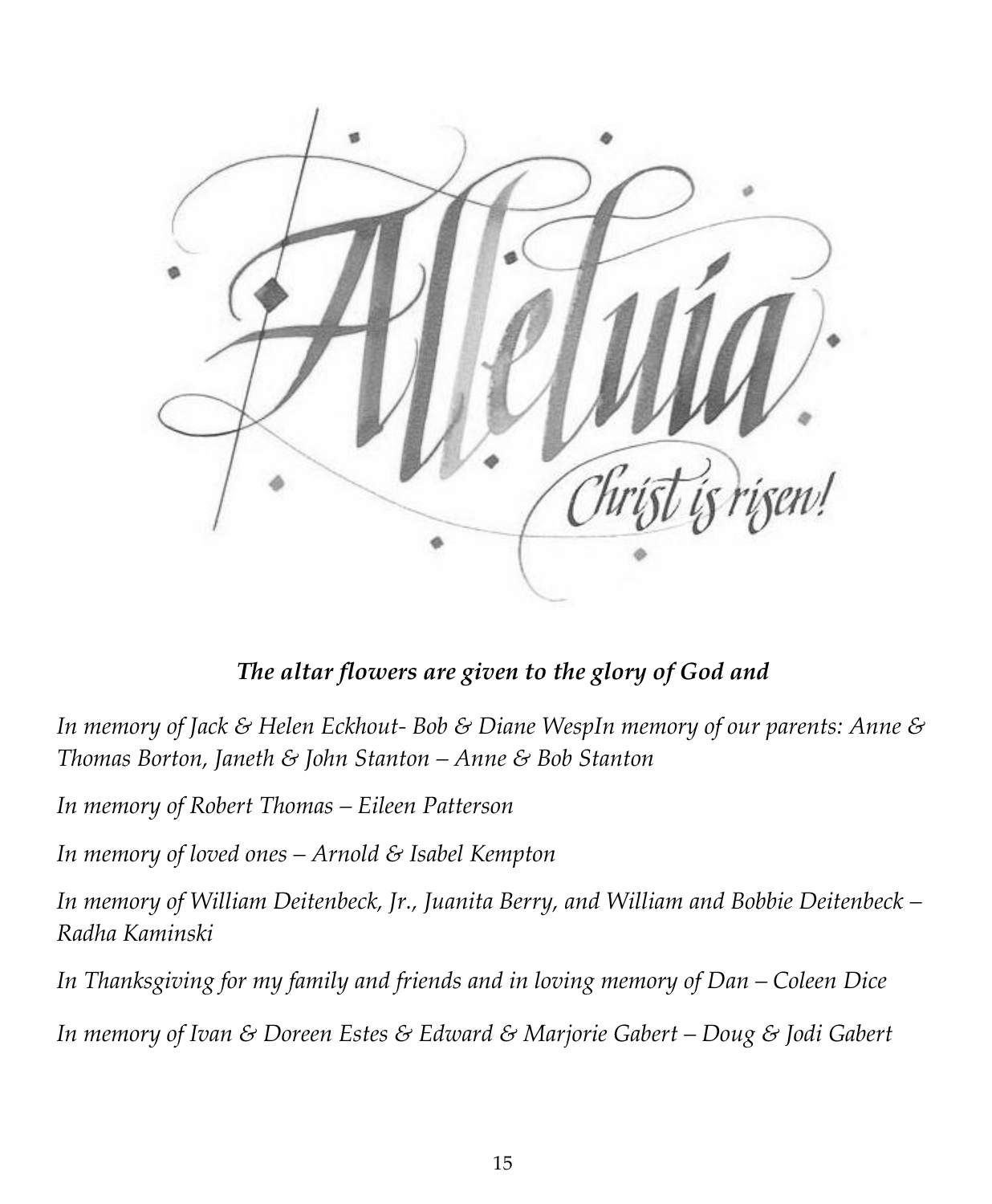***The altar flowers are given to the glory of God and***

*In memory of Jack & Helen Eckhout- Bob & Diane WespIn memory of our parents: Anne & Thomas Borton, Janeth & John Stanton – Anne & Bob Stanton*

*In memory of Robert Thomas – Eileen Patterson*

*In memory of loved ones – Arnold & Isabel Kempton*

*In memory of William Deitenbeck, Jr., Juanita Berry, and William and Bobbie Deitenbeck – Radha Kaminski*

*In Thanksgiving for my family and friends and in loving memory of Dan – Coleen Dice*

*In memory of Ivan & Doreen Estes & Edward & Marjorie Gabert – Doug & Jodi Gabert*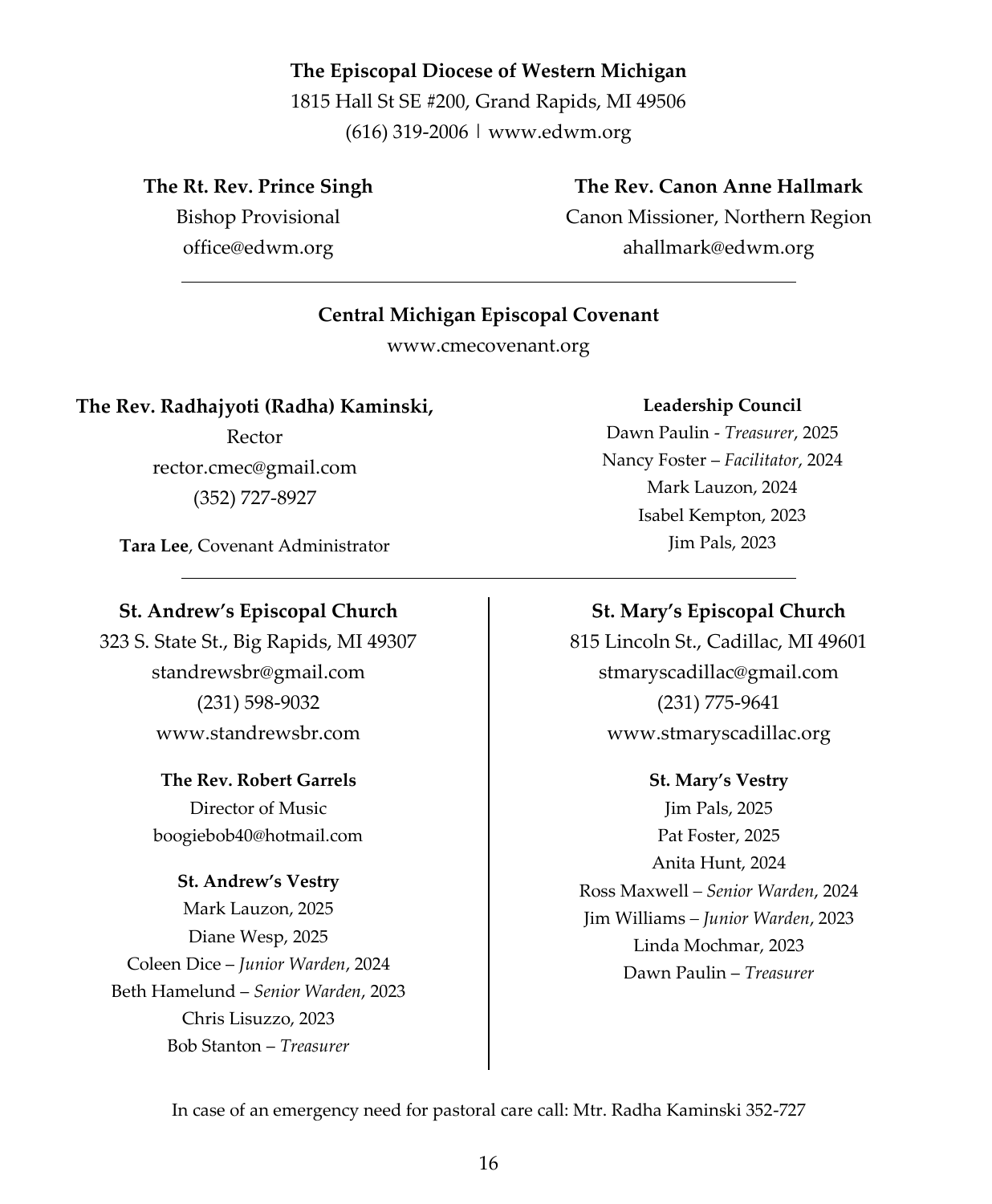**The Episcopal Diocese of Western Michigan**
1815 Hall St SE #200, Grand Rapids, MI 49506
(616) 319-2006 | www.edwm.org

**The Rt. Rev. Prince Singh**
Bishop Provisional
office@edwm.org

**The Rev. Canon Anne Hallmark**
Canon Missioner, Northern Region
ahallmark@edwm.org

---

**Central Michigan Episcopal Covenant**
www.cmecovenant.org

**The Rev. Radhajyoti (Radha) Kaminski,**
Rector
rector.cmec@gmail.com
(352) 727-8927

**Tara Lee**, Covenant Administrator

**Leadership Council**
Dawn Paulin - *Treasurer*, 2025
Nancy Foster – *Facilitator*, 2024
Mark Lauzon, 2024
Isabel Kempton, 2023
Jim Pals, 2023

---

**St. Andrew's Episcopal Church**
323 S. State St., Big Rapids, MI 49307
standrewsbr@gmail.com
(231) 598-9032
www.standrewsbr.com

**The Rev. Robert Garrels**
Director of Music
boogiebob40@hotmail.com

**St. Andrew's Vestry**
Mark Lauzon, 2025
Diane Wesp, 2025
Coleen Dice – *Junior Warden*, 2024
Beth Hamelund – *Senior Warden*, 2023
Chris Lisuzzo, 2023
Bob Stanton – *Treasurer*

**St. Mary's Episcopal Church**
815 Lincoln St., Cadillac, MI 49601
stmaryscadillac@gmail.com
(231) 775-9641
www.stmaryscadillac.org

**St. Mary's Vestry**
Jim Pals, 2025
Pat Foster, 2025
Anita Hunt, 2024
Ross Maxwell – *Senior Warden*, 2024
Jim Williams – *Junior Warden*, 2023
Linda Mochmar, 2023
Dawn Paulin – *Treasurer*

In case of an emergency need for pastoral care call: Mtr. Radha Kaminski 352-727